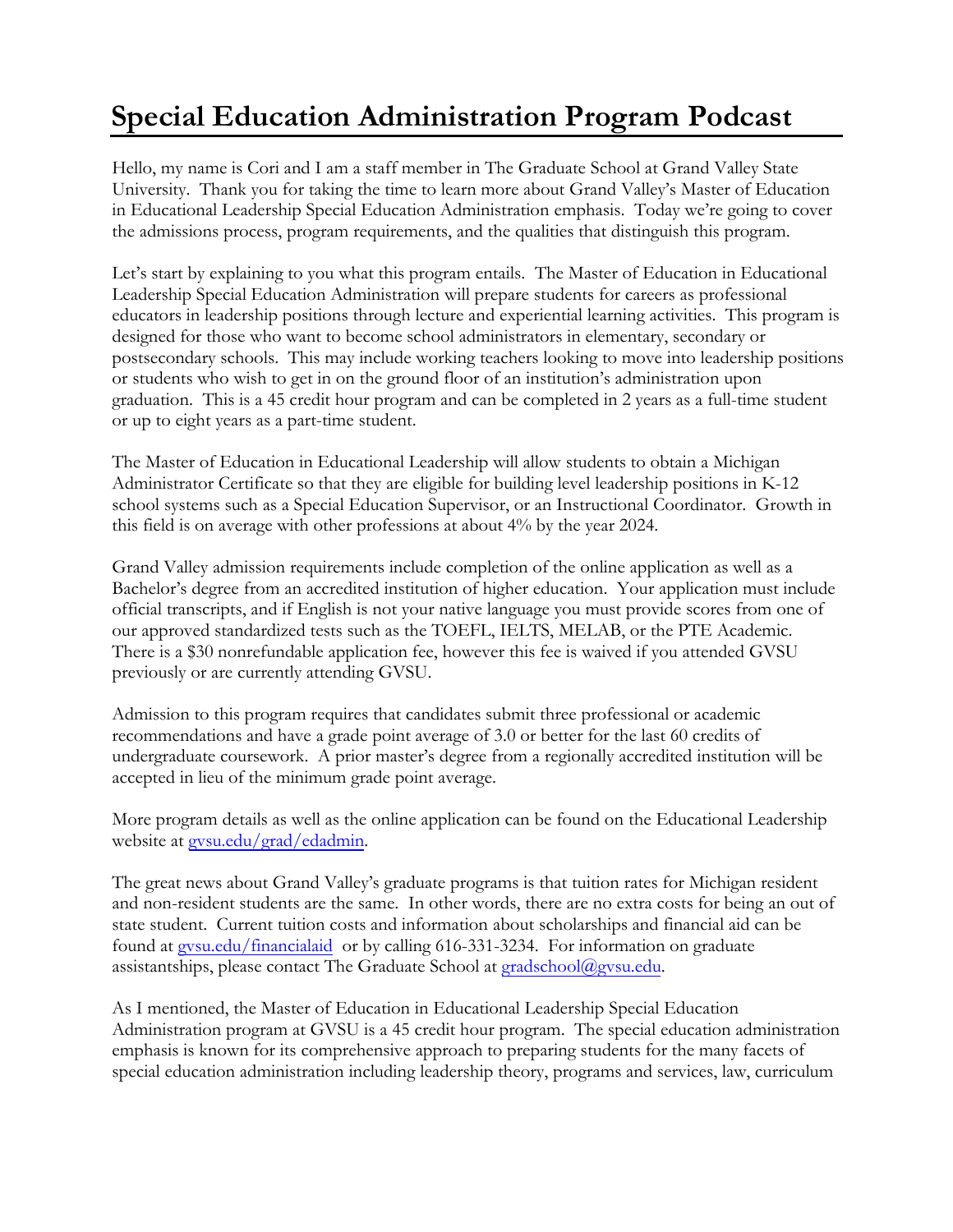# Special Education Administration Program Podcast

Hello, my name is Cori and I am a staff member in The Graduate School at Grand Valley State University. Thank you for taking the time to learn more about Grand Valley's Master of Education in Educational Leadership Special Education Administration emphasis. Today we're going to cover the admissions process, program requirements, and the qualities that distinguish this program.

Let's start by explaining to you what this program entails. The Master of Education in Educational Leadership Special Education Administration will prepare students for careers as professional educators in leadership positions through lecture and experiential learning activities. This program is designed for those who want to become school administrators in elementary, secondary or postsecondary schools. This may include working teachers looking to move into leadership positions or students who wish to get in on the ground floor of an institution's administration upon graduation. This is a 45 credit hour program and can be completed in 2 years as a full-time student or up to eight years as a part-time student.

The Master of Education in Educational Leadership will allow students to obtain a Michigan Administrator Certificate so that they are eligible for building level leadership positions in K-12 school systems such as a Special Education Supervisor, or an Instructional Coordinator. Growth in this field is on average with other professions at about 4% by the year 2024.

Grand Valley admission requirements include completion of the online application as well as a Bachelor's degree from an accredited institution of higher education. Your application must include official transcripts, and if English is not your native language you must provide scores from one of our approved standardized tests such as the TOEFL, IELTS, MELAB, or the PTE Academic. There is a $30 nonrefundable application fee, however this fee is waived if you attended GVSU previously or are currently attending GVSU.

Admission to this program requires that candidates submit three professional or academic recommendations and have a grade point average of 3.0 or better for the last 60 credits of undergraduate coursework. A prior master's degree from a regionally accredited institution will be accepted in lieu of the minimum grade point average.

More program details as well as the online application can be found on the Educational Leadership website at [gvsu.edu/grad/edadmin](gvsu.edu/grad/edadmin).

The great news about Grand Valley's graduate programs is that tuition rates for Michigan resident and non-resident students are the same. In other words, there are no extra costs for being an out of state student. Current tuition costs and information about scholarships and financial aid can be found at [gvsu.edu/financialaid](gvsu.edu/financialaid) or by calling 616-331-3234. For information on graduate assistantships, please contact The Graduate School at [gradschool@gvsu.edu](mailto:gradschool@gvsu.edu).

As I mentioned, the Master of Education in Educational Leadership Special Education Administration program at GVSU is a 45 credit hour program. The special education administration emphasis is known for its comprehensive approach to preparing students for the many facets of special education administration including leadership theory, programs and services, law, curriculum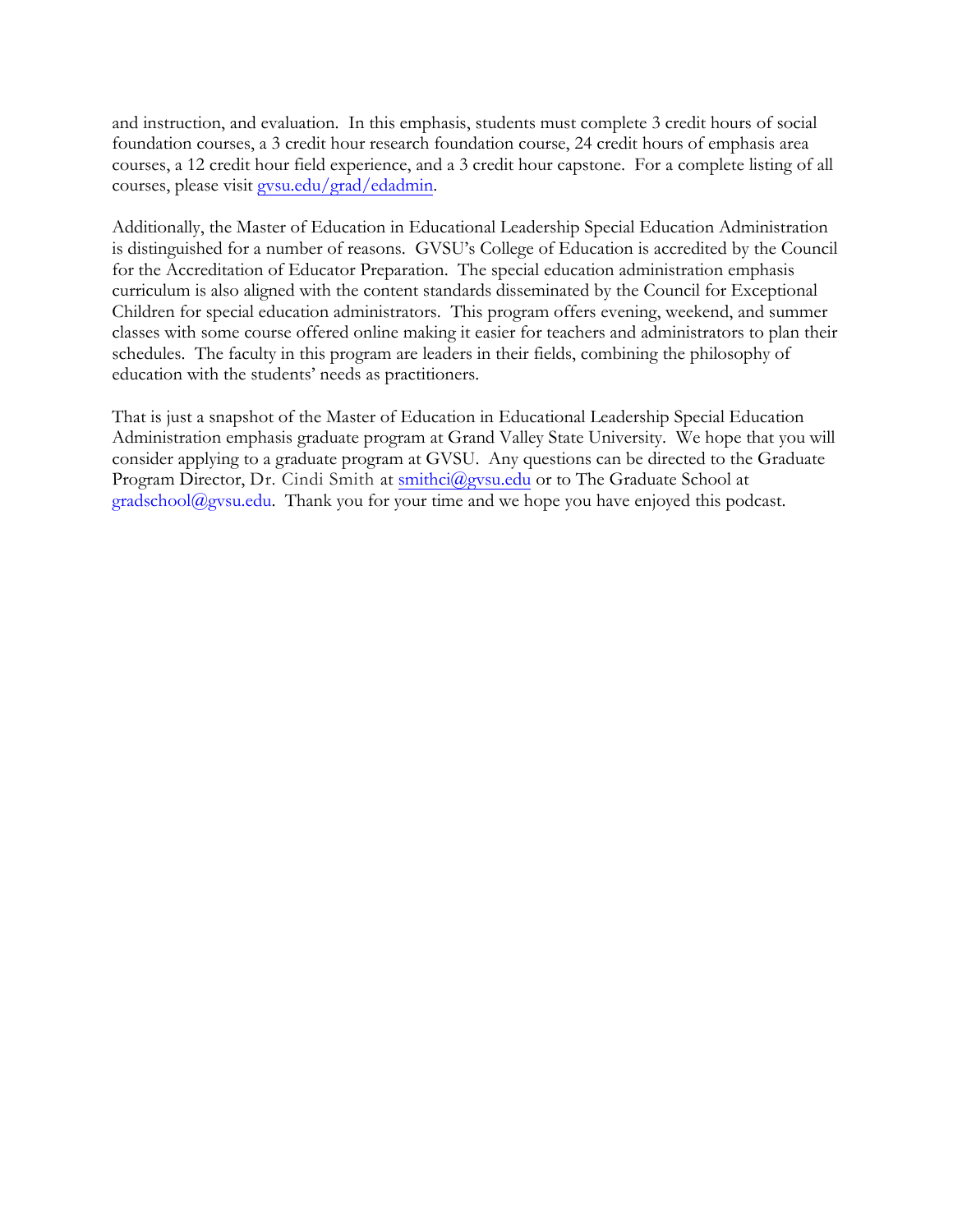and instruction, and evaluation. In this emphasis, students must complete 3 credit hours of social foundation courses, a 3 credit hour research foundation course, 24 credit hours of emphasis area courses, a 12 credit hour field experience, and a 3 credit hour capstone. For a complete listing of all courses, please visit gvsu.edu/grad/edadmin.

Additionally, the Master of Education in Educational Leadership Special Education Administration is distinguished for a number of reasons. GVSU's College of Education is accredited by the Council for the Accreditation of Educator Preparation. The special education administration emphasis curriculum is also aligned with the content standards disseminated by the Council for Exceptional Children for special education administrators. This program offers evening, weekend, and summer classes with some course offered online making it easier for teachers and administrators to plan their schedules. The faculty in this program are leaders in their fields, combining the philosophy of education with the students' needs as practitioners.

That is just a snapshot of the Master of Education in Educational Leadership Special Education Administration emphasis graduate program at Grand Valley State University. We hope that you will consider applying to a graduate program at GVSU. Any questions can be directed to the Graduate Program Director, Dr. Cindi Smith at smithci@gvsu.edu or to The Graduate School at gradschool@gvsu.edu. Thank you for your time and we hope you have enjoyed this podcast.